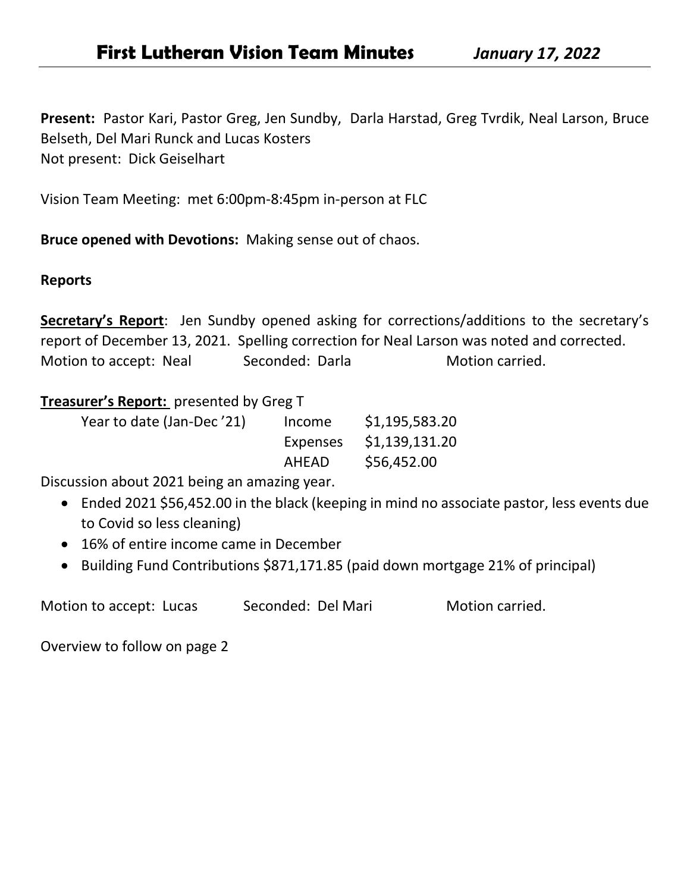# First Lutheran Vision Team Minutes *January 17, 2022*

**Present:** Pastor Kari, Pastor Greg, Jen Sundby, Darla Harstad, Greg Tvrdik, Neal Larson, Bruce Belseth, Del Mari Runck and Lucas Kosters
Not present: Dick Geiselhart

Vision Team Meeting: met 6:00pm-8:45pm in-person at FLC

**Bruce opened with Devotions:** Making sense out of chaos.

**Reports**

**Secretary's Report**: Jen Sundby opened asking for corrections/additions to the secretary's report of December 13, 2021. Spelling correction for Neal Larson was noted and corrected.
Motion to accept: Neal Seconded: Darla Motion carried.

**Treasurer's Report:** presented by Greg T

| | | |
|---|---|---|
| Year to date (Jan-Dec '21) | Income | $1,195,583.20 |
| | Expenses | $1,139,131.20 |
| | AHEAD | $56,452.00 |

Discussion about 2021 being an amazing year.

- Ended 2021 $56,452.00 in the black (keeping in mind no associate pastor, less events due to Covid so less cleaning)
- 16% of entire income came in December
- Building Fund Contributions $871,171.85 (paid down mortgage 21% of principal)

Motion to accept: Lucas Seconded: Del Mari Motion carried.

Overview to follow on page 2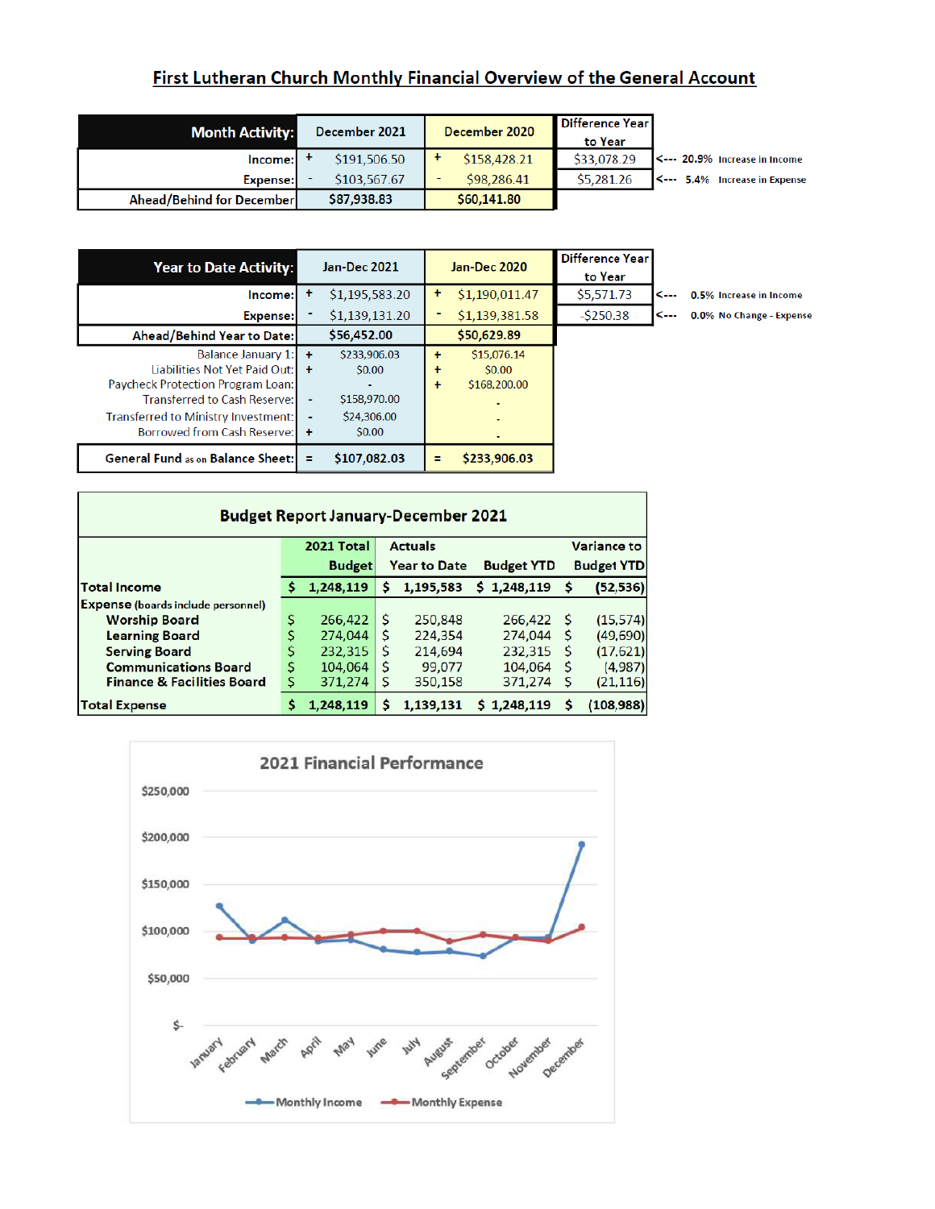# First Lutheran Church Monthly Financial Overview of the General Account

| Month Activity: | | December 2021 | | December 2020 | Difference Year to Year | |
|---|---|---|---|---|---|---|
| Income: | + | $191,506.50 | + | $158,428.21 | $33,078.29 | <--- 20.9% Increase in Income |
| Expense: | - | $103,567.67 | - | $98,286.41 | $5,281.26 | <--- 5.4% Increase in Expense |
| Ahead/Behind for December | | $87,938.83 | | $60,141.80 | | |

| Year to Date Activity: | | Jan-Dec 2021 | | Jan-Dec 2020 | Difference Year to Year | |
|---|---|---|---|---|---|---|
| Income: | + | $1,195,583.20 | + | $1,190,011.47 | $5,571.73 | <--- 0.5% Increase in Income |
| Expense: | - | $1,139,131.20 | - | $1,139,381.58 | -$250.38 | <--- 0.0% No Change - Expense |
| Ahead/Behind Year to Date: | | $56,452.00 | | $50,629.89 | | |
| Balance January 1: | + | $233,906.03 | + | $15,076.14 | | |
| Liabilities Not Yet Paid Out: | + | $0.00 | + | $0.00 | | |
| Paycheck Protection Program Loan: | | - | + | $168,200.00 | | |
| Transferred to Cash Reserve: | - | $158,970.00 | | - | | |
| Transferred to Ministry Investment: | - | $24,306.00 | | - | | |
| Borrowed from Cash Reserve: | + | $0.00 | | - | | |
| General Fund as on Balance Sheet: | = | $107,082.03 | = | $233,906.03 | | |

## Budget Report January-December 2021

| | 2021 Total Budget | Actuals Year to Date | Budget YTD | Variance to Budget YTD |
|---|---|---|---|---|
| **Total Income** | $ 1,248,119 | $ 1,195,583 | $ 1,248,119 | $ (52,536) |
| **Expense** (boards include personnel) | | | | |
| Worship Board | $ 266,422 | $ 250,848 | 266,422 | $ (15,574) |
| Learning Board | $ 274,044 | $ 224,354 | 274,044 | $ (49,690) |
| Serving Board | $ 232,315 | $ 214,694 | 232,315 | $ (17,621) |
| Communications Board | $ 104,064 | $ 99,077 | 104,064 | $ (4,987) |
| Finance & Facilities Board | $ 371,274 | $ 350,158 | 371,274 | $ (21,116) |
| **Total Expense** | $ 1,248,119 | $ 1,139,131 | $ 1,248,119 | $ (108,988) |

## 2021 Financial Performance

$250,000
$200,000
$150,000
$100,000
$50,000
$-

January February March April May June July August September October November December

Monthly Income — Monthly Expense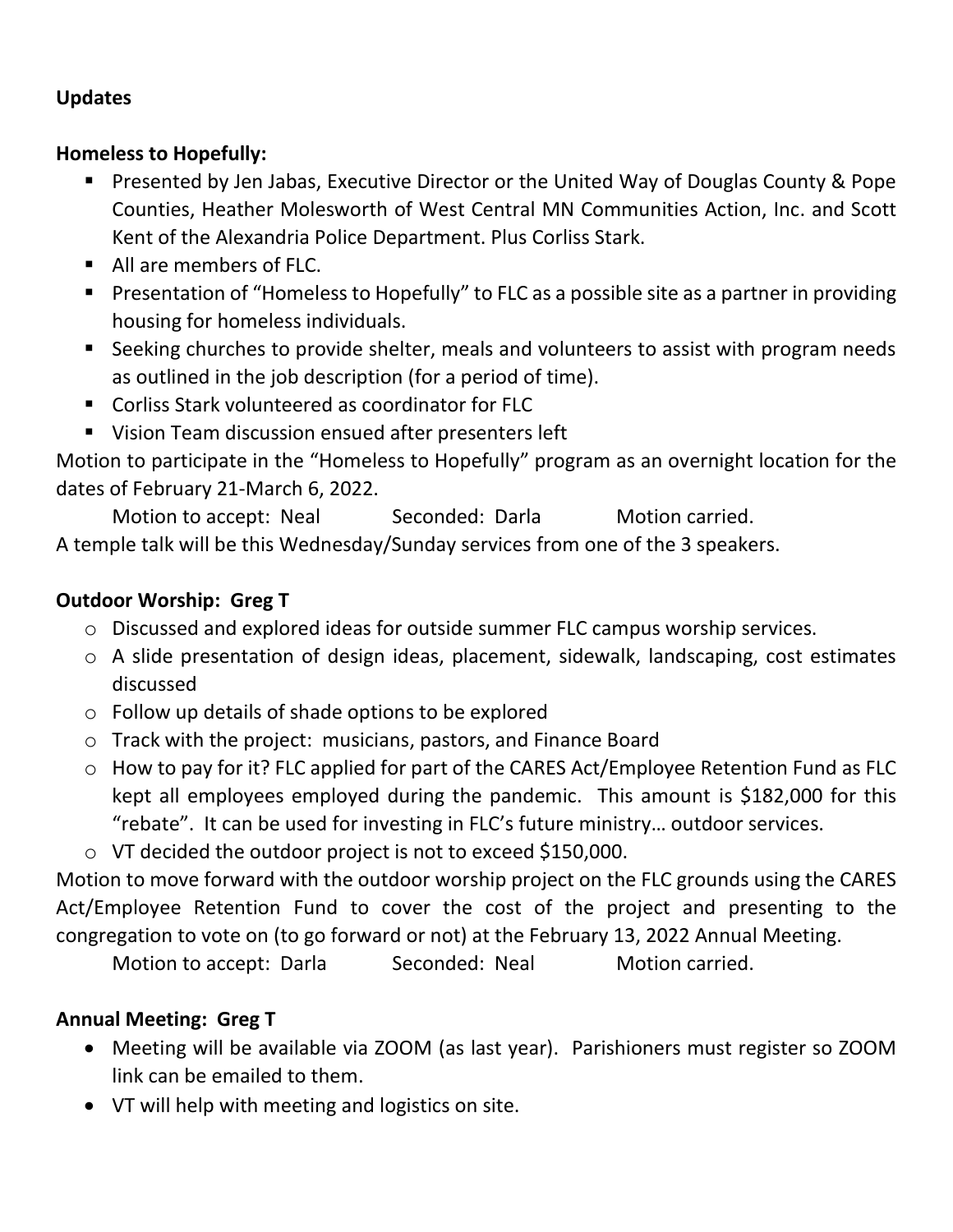**Updates**

**Homeless to Hopefully:**

- Presented by Jen Jabas, Executive Director or the United Way of Douglas County & Pope Counties, Heather Molesworth of West Central MN Communities Action, Inc. and Scott Kent of the Alexandria Police Department. Plus Corliss Stark.
- All are members of FLC.
- Presentation of "Homeless to Hopefully" to FLC as a possible site as a partner in providing housing for homeless individuals.
- Seeking churches to provide shelter, meals and volunteers to assist with program needs as outlined in the job description (for a period of time).
- Corliss Stark volunteered as coordinator for FLC
- Vision Team discussion ensued after presenters left

Motion to participate in the "Homeless to Hopefully" program as an overnight location for the dates of February 21-March 6, 2022.

Motion to accept: Neal Seconded: Darla Motion carried.

A temple talk will be this Wednesday/Sunday services from one of the 3 speakers.

**Outdoor Worship: Greg T**

- Discussed and explored ideas for outside summer FLC campus worship services.
- A slide presentation of design ideas, placement, sidewalk, landscaping, cost estimates discussed
- Follow up details of shade options to be explored
- Track with the project: musicians, pastors, and Finance Board
- How to pay for it? FLC applied for part of the CARES Act/Employee Retention Fund as FLC kept all employees employed during the pandemic. This amount is $182,000 for this "rebate". It can be used for investing in FLC's future ministry… outdoor services.
- VT decided the outdoor project is not to exceed $150,000.

Motion to move forward with the outdoor worship project on the FLC grounds using the CARES Act/Employee Retention Fund to cover the cost of the project and presenting to the congregation to vote on (to go forward or not) at the February 13, 2022 Annual Meeting.

Motion to accept: Darla Seconded: Neal Motion carried.

**Annual Meeting: Greg T**

- Meeting will be available via ZOOM (as last year). Parishioners must register so ZOOM link can be emailed to them.
- VT will help with meeting and logistics on site.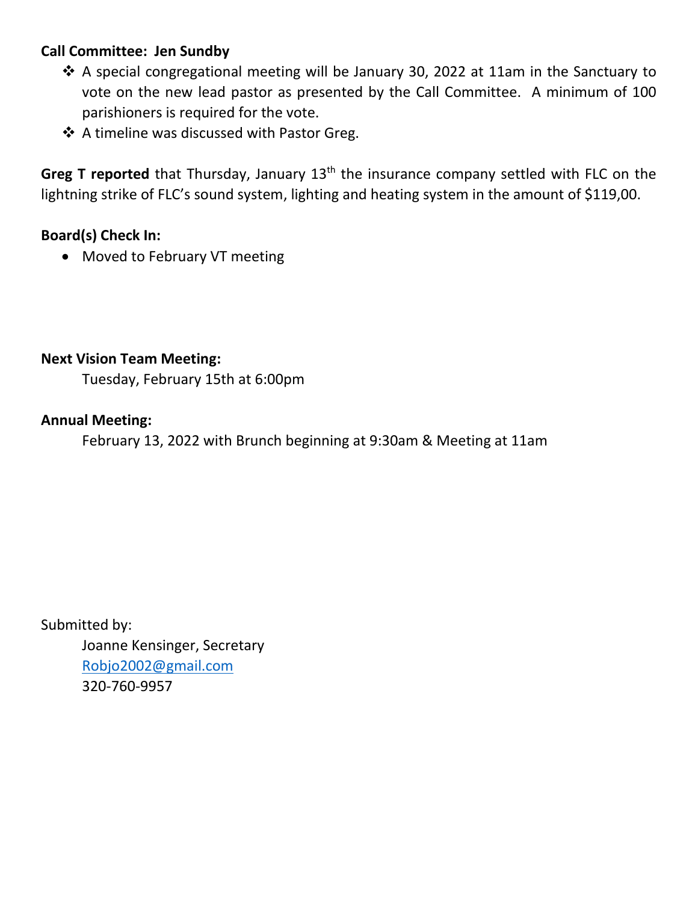**Call Committee: Jen Sundby**

- A special congregational meeting will be January 30, 2022 at 11am in the Sanctuary to vote on the new lead pastor as presented by the Call Committee. A minimum of 100 parishioners is required for the vote.
- A timeline was discussed with Pastor Greg.

**Greg T reported** that Thursday, January 13th the insurance company settled with FLC on the lightning strike of FLC's sound system, lighting and heating system in the amount of $119,00.

**Board(s) Check In:**

- Moved to February VT meeting

**Next Vision Team Meeting:**

Tuesday, February 15th at 6:00pm

**Annual Meeting:**

February 13, 2022 with Brunch beginning at 9:30am & Meeting at 11am

Submitted by:

Joanne Kensinger, Secretary
Robjo2002@gmail.com
320-760-9957